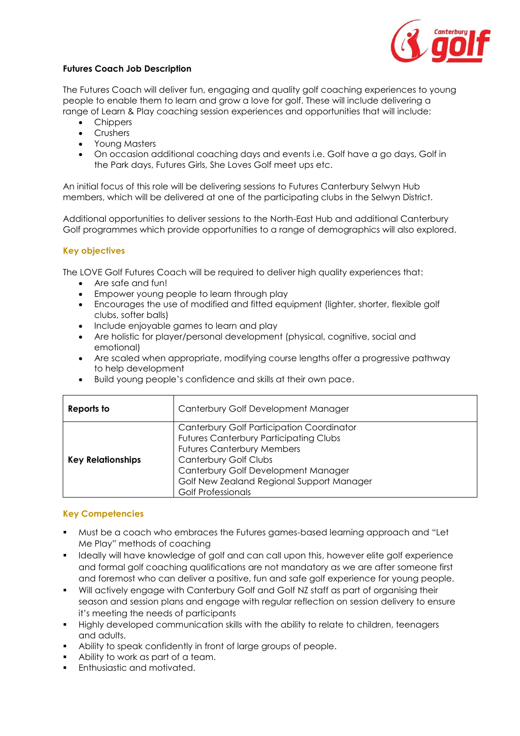**Futures Coach Job Description**

The Futures Coach will deliver fun, engaging and quality golf coaching experiences to young people to enable them to learn and grow a love for golf. These will include delivering a range of Learn & Play coaching session experiences and opportunities that will include:

- Chippers
- Crushers
- Young Masters
- On occasion additional coaching days and events i.e. Golf have a go days, Golf in the Park days, Futures Girls, She Loves Golf meet ups etc.

An initial focus of this role will be delivering sessions to Futures Canterbury Selwyn Hub members, which will be delivered at one of the participating clubs in the Selwyn District.

Additional opportunities to deliver sessions to the North-East Hub and additional Canterbury Golf programmes which provide opportunities to a range of demographics will also explored.

## Key objectives

The LOVE Golf Futures Coach will be required to deliver high quality experiences that:

- Are safe and fun!
- Empower young people to learn through play
- Encourages the use of modified and fitted equipment (lighter, shorter, flexible golf clubs, softer balls)
- Include enjoyable games to learn and play
- Are holistic for player/personal development (physical, cognitive, social and emotional)
- Are scaled when appropriate, modifying course lengths offer a progressive pathway to help development
- Build young people's confidence and skills at their own pace.

| **Reports to** | Canterbury Golf Development Manager |
|---|---|
| **Key Relationships** | Canterbury Golf Participation Coordinator<br>Futures Canterbury Participating Clubs<br>Futures Canterbury Members<br>Canterbury Golf Clubs<br>Canterbury Golf Development Manager<br>Golf New Zealand Regional Support Manager<br>Golf Professionals |

## Key Competencies

- Must be a coach who embraces the Futures games-based learning approach and "Let Me Play" methods of coaching
- Ideally will have knowledge of golf and can call upon this, however elite golf experience and formal golf coaching qualifications are not mandatory as we are after someone first and foremost who can deliver a positive, fun and safe golf experience for young people.
- Will actively engage with Canterbury Golf and Golf NZ staff as part of organising their season and session plans and engage with regular reflection on session delivery to ensure it's meeting the needs of participants
- Highly developed communication skills with the ability to relate to children, teenagers and adults.
- Ability to speak confidently in front of large groups of people.
- Ability to work as part of a team.
- Enthusiastic and motivated.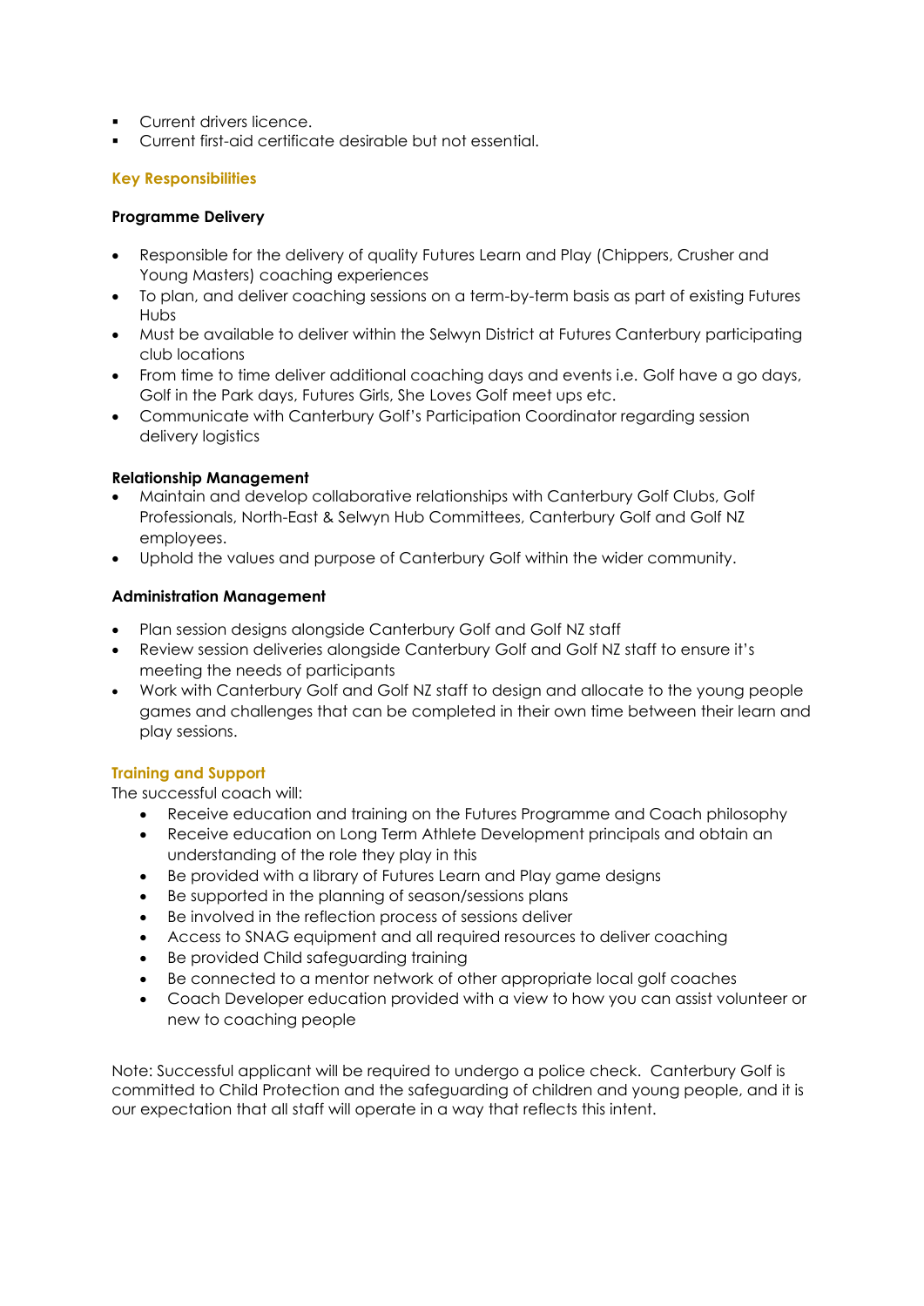- Current drivers licence.
- Current first-aid certificate desirable but not essential.

## Key Responsibilities

**Programme Delivery**

- Responsible for the delivery of quality Futures Learn and Play (Chippers, Crusher and Young Masters) coaching experiences
- To plan, and deliver coaching sessions on a term-by-term basis as part of existing Futures Hubs
- Must be available to deliver within the Selwyn District at Futures Canterbury participating club locations
- From time to time deliver additional coaching days and events i.e. Golf have a go days, Golf in the Park days, Futures Girls, She Loves Golf meet ups etc.
- Communicate with Canterbury Golf's Participation Coordinator regarding session delivery logistics

**Relationship Management**

- Maintain and develop collaborative relationships with Canterbury Golf Clubs, Golf Professionals, North-East & Selwyn Hub Committees, Canterbury Golf and Golf NZ employees.
- Uphold the values and purpose of Canterbury Golf within the wider community.

**Administration Management**

- Plan session designs alongside Canterbury Golf and Golf NZ staff
- Review session deliveries alongside Canterbury Golf and Golf NZ staff to ensure it's meeting the needs of participants
- Work with Canterbury Golf and Golf NZ staff to design and allocate to the young people games and challenges that can be completed in their own time between their learn and play sessions.

## Training and Support

The successful coach will:

- Receive education and training on the Futures Programme and Coach philosophy
- Receive education on Long Term Athlete Development principals and obtain an understanding of the role they play in this
- Be provided with a library of Futures Learn and Play game designs
- Be supported in the planning of season/sessions plans
- Be involved in the reflection process of sessions deliver
- Access to SNAG equipment and all required resources to deliver coaching
- Be provided Child safeguarding training
- Be connected to a mentor network of other appropriate local golf coaches
- Coach Developer education provided with a view to how you can assist volunteer or new to coaching people

Note: Successful applicant will be required to undergo a police check. Canterbury Golf is committed to Child Protection and the safeguarding of children and young people, and it is our expectation that all staff will operate in a way that reflects this intent.